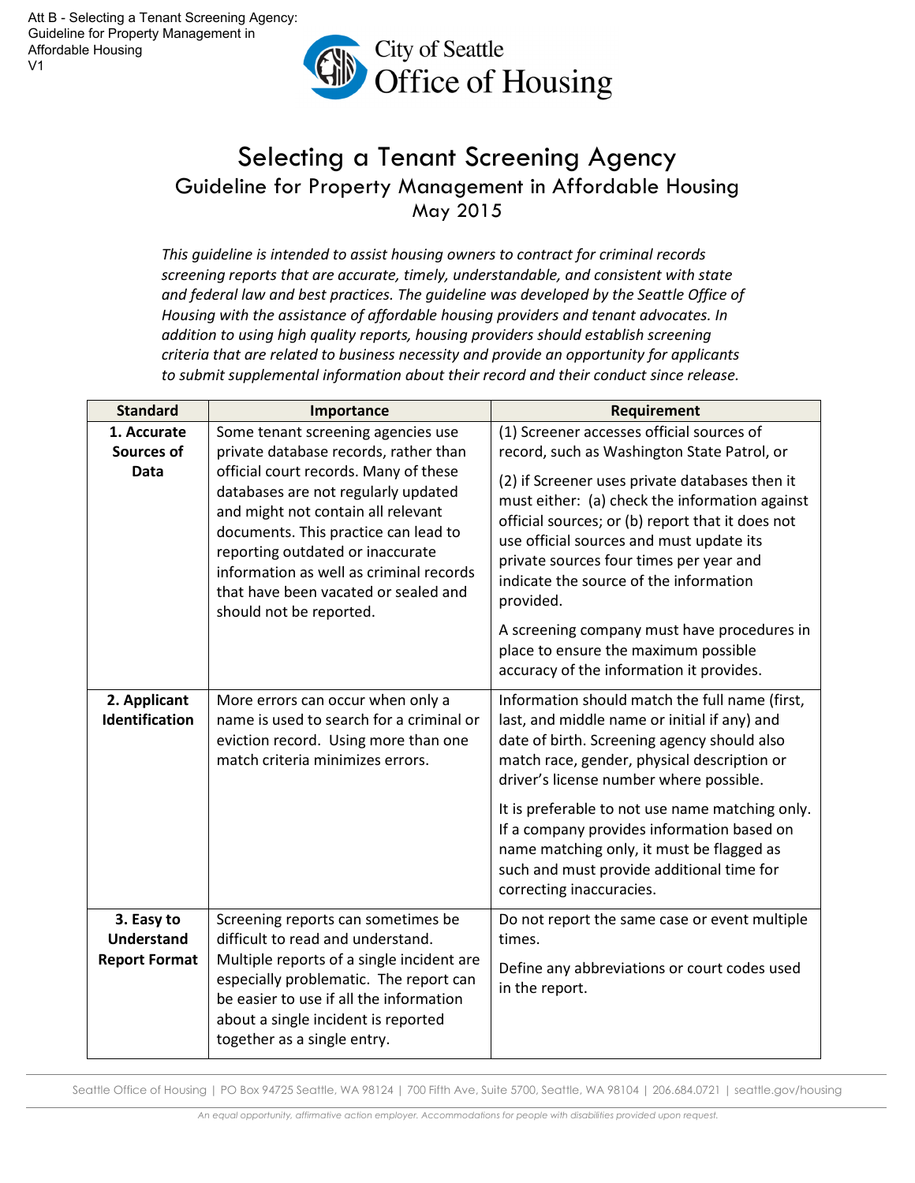# Selecting a Tenant Screening Agency

## Guideline for Property Management in Affordable Housing

May 2015

*This guideline is intended to assist housing owners to contract for criminal records screening reports that are accurate, timely, understandable, and consistent with state and federal law and best practices. The guideline was developed by the Seattle Office of Housing with the assistance of affordable housing providers and tenant advocates. In addition to using high quality reports, housing providers should establish screening criteria that are related to business necessity and provide an opportunity for applicants to submit supplemental information about their record and their conduct since release.*

| Standard | Importance | Requirement |
|---|---|---|
| **1. Accurate Sources of Data** | Some tenant screening agencies use private database records, rather than official court records. Many of these databases are not regularly updated and might not contain all relevant documents. This practice can lead to reporting outdated or inaccurate information as well as criminal records that have been vacated or sealed and should not be reported. | (1) Screener accesses official sources of record, such as Washington State Patrol, or<br><br>(2) if Screener uses private databases then it must either: (a) check the information against official sources; or (b) report that it does not use official sources and must update its private sources four times per year and indicate the source of the information provided.<br><br>A screening company must have procedures in place to ensure the maximum possible accuracy of the information it provides. |
| **2. Applicant Identification** | More errors can occur when only a name is used to search for a criminal or eviction record. Using more than one match criteria minimizes errors. | Information should match the full name (first, last, and middle name or initial if any) and date of birth. Screening agency should also match race, gender, physical description or driver's license number where possible.<br><br>It is preferable to not use name matching only. If a company provides information based on name matching only, it must be flagged as such and must provide additional time for correcting inaccuracies. |
| **3. Easy to Understand Report Format** | Screening reports can sometimes be difficult to read and understand. Multiple reports of a single incident are especially problematic. The report can be easier to use if all the information about a single incident is reported together as a single entry. | Do not report the same case or event multiple times.<br><br>Define any abbreviations or court codes used in the report. |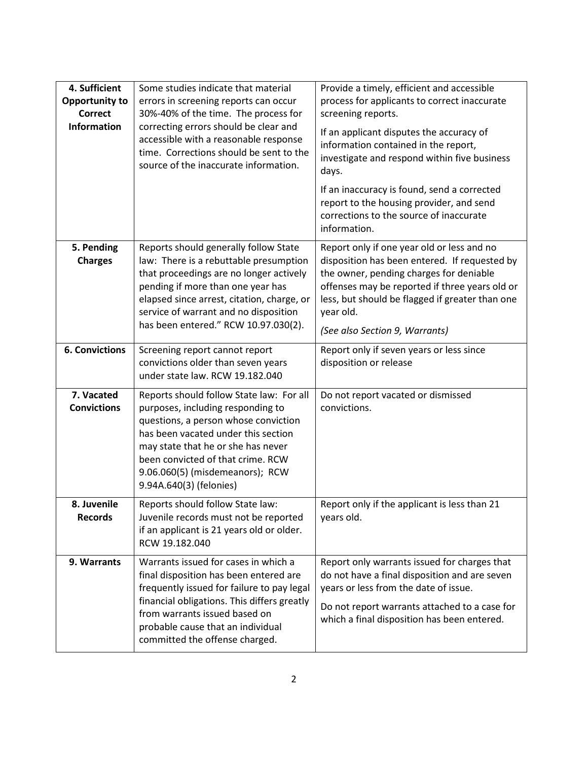| **4. Sufficient Opportunity to Correct Information** | Some studies indicate that material errors in screening reports can occur 30%-40% of the time. The process for correcting errors should be clear and accessible with a reasonable response time. Corrections should be sent to the source of the inaccurate information. | Provide a timely, efficient and accessible process for applicants to correct inaccurate screening reports.<br><br>If an applicant disputes the accuracy of information contained in the report, investigate and respond within five business days.<br><br>If an inaccuracy is found, send a corrected report to the housing provider, and send corrections to the source of inaccurate information. |
|---|---|---|
| **5. Pending Charges** | Reports should generally follow State law: There is a rebuttable presumption that proceedings are no longer actively pending if more than one year has elapsed since arrest, citation, charge, or service of warrant and no disposition has been entered." RCW 10.97.030(2). | Report only if one year old or less and no disposition has been entered. If requested by the owner, pending charges for deniable offenses may be reported if three years old or less, but should be flagged if greater than one year old.<br><br>*(See also Section 9, Warrants)* |
| **6. Convictions** | Screening report cannot report convictions older than seven years under state law. RCW 19.182.040 | Report only if seven years or less since disposition or release |
| **7. Vacated Convictions** | Reports should follow State law: For all purposes, including responding to questions, a person whose conviction has been vacated under this section may state that he or she has never been convicted of that crime. RCW 9.06.060(5) (misdemeanors); RCW 9.94A.640(3) (felonies) | Do not report vacated or dismissed convictions. |
| **8. Juvenile Records** | Reports should follow State law: Juvenile records must not be reported if an applicant is 21 years old or older. RCW 19.182.040 | Report only if the applicant is less than 21 years old. |
| **9. Warrants** | Warrants issued for cases in which a final disposition has been entered are frequently issued for failure to pay legal financial obligations. This differs greatly from warrants issued based on probable cause that an individual committed the offense charged. | Report only warrants issued for charges that do not have a final disposition and are seven years or less from the date of issue.<br><br>Do not report warrants attached to a case for which a final disposition has been entered. |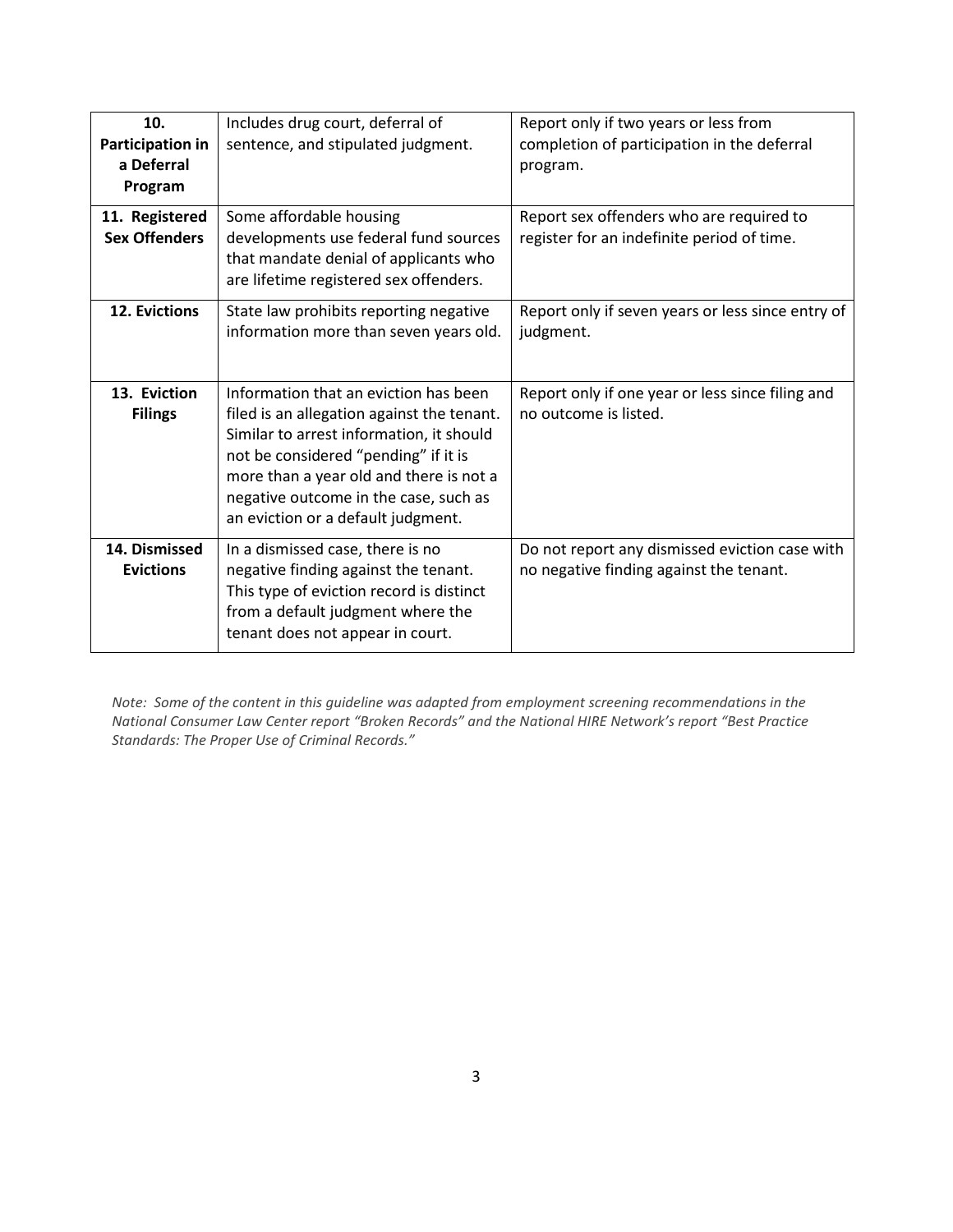| | | |
|---|---|---|
| **10. Participation in a Deferral Program** | Includes drug court, deferral of sentence, and stipulated judgment. | Report only if two years or less from completion of participation in the deferral program. |
| **11. Registered Sex Offenders** | Some affordable housing developments use federal fund sources that mandate denial of applicants who are lifetime registered sex offenders. | Report sex offenders who are required to register for an indefinite period of time. |
| **12. Evictions** | State law prohibits reporting negative information more than seven years old. | Report only if seven years or less since entry of judgment. |
| **13. Eviction Filings** | Information that an eviction has been filed is an allegation against the tenant. Similar to arrest information, it should not be considered "pending" if it is more than a year old and there is not a negative outcome in the case, such as an eviction or a default judgment. | Report only if one year or less since filing and no outcome is listed. |
| **14. Dismissed Evictions** | In a dismissed case, there is no negative finding against the tenant. This type of eviction record is distinct from a default judgment where the tenant does not appear in court. | Do not report any dismissed eviction case with no negative finding against the tenant. |

*Note: Some of the content in this guideline was adapted from employment screening recommendations in the National Consumer Law Center report "Broken Records" and the National HIRE Network's report "Best Practice Standards: The Proper Use of Criminal Records."*